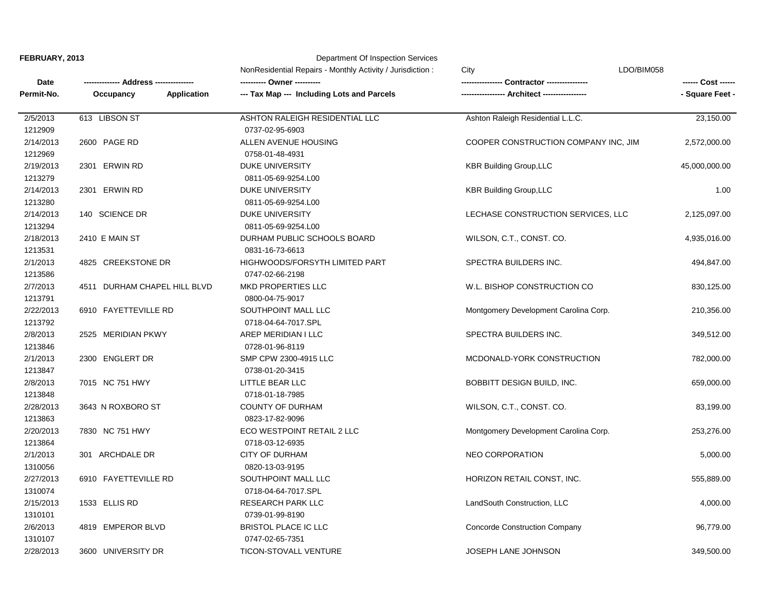**FEBRUARY, 2013**

Department Of Inspection Services

NonResidential Repairs - Monthly Activity / Jurisdiction : City LDO/BIM058

| Date / Permit-No. | Address / Occupancy / Application | Owner / Tax Map --- Including Lots and Parcels | Contractor / Architect | Cost / Square Feet |
|---|---|---|---|---|
| 2/5/2013<br>1212909 | 613 LIBSON ST | ASHTON RALEIGH RESIDENTIAL LLC<br>0737-02-95-6903 | Ashton Raleigh Residential L.L.C. | 23,150.00 |
| 2/14/2013<br>1212969 | 2600 PAGE RD | ALLEN AVENUE HOUSING<br>0758-01-48-4931 | COOPER CONSTRUCTION COMPANY INC, JIM | 2,572,000.00 |
| 2/19/2013<br>1213279 | 2301 ERWIN RD | DUKE UNIVERSITY<br>0811-05-69-9254.L00 | KBR Building Group,LLC | 45,000,000.00 |
| 2/14/2013<br>1213280 | 2301 ERWIN RD | DUKE UNIVERSITY<br>0811-05-69-9254.L00 | KBR Building Group,LLC | 1.00 |
| 2/14/2013<br>1213294 | 140 SCIENCE DR | DUKE UNIVERSITY<br>0811-05-69-9254.L00 | LECHASE CONSTRUCTION SERVICES, LLC | 2,125,097.00 |
| 2/18/2013<br>1213531 | 2410 E MAIN ST | DURHAM PUBLIC SCHOOLS BOARD<br>0831-16-73-6613 | WILSON, C.T., CONST. CO. | 4,935,016.00 |
| 2/1/2013<br>1213586 | 4825 CREEKSTONE DR | HIGHWOODS/FORSYTH LIMITED PART<br>0747-02-66-2198 | SPECTRA BUILDERS INC. | 494,847.00 |
| 2/7/2013<br>1213791 | 4511 DURHAM CHAPEL HILL BLVD | MKD PROPERTIES LLC<br>0800-04-75-9017 | W.L. BISHOP CONSTRUCTION CO | 830,125.00 |
| 2/22/2013<br>1213792 | 6910 FAYETTEVILLE RD | SOUTHPOINT MALL LLC<br>0718-04-64-7017.SPL | Montgomery Development Carolina Corp. | 210,356.00 |
| 2/8/2013<br>1213846 | 2525 MERIDIAN PKWY | AREP MERIDIAN I LLC<br>0728-01-96-8119 | SPECTRA BUILDERS INC. | 349,512.00 |
| 2/1/2013<br>1213847 | 2300 ENGLERT DR | SMP CPW 2300-4915 LLC<br>0738-01-20-3415 | MCDONALD-YORK CONSTRUCTION | 782,000.00 |
| 2/8/2013<br>1213848 | 7015 NC 751 HWY | LITTLE BEAR LLC<br>0718-01-18-7985 | BOBBITT DESIGN BUILD, INC. | 659,000.00 |
| 2/28/2013<br>1213863 | 3643 N ROXBORO ST | COUNTY OF DURHAM<br>0823-17-82-9096 | WILSON, C.T., CONST. CO. | 83,199.00 |
| 2/20/2013<br>1213864 | 7830 NC 751 HWY | ECO WESTPOINT RETAIL 2 LLC<br>0718-03-12-6935 | Montgomery Development Carolina Corp. | 253,276.00 |
| 2/1/2013<br>1310056 | 301 ARCHDALE DR | CITY OF DURHAM<br>0820-13-03-9195 | NEO CORPORATION | 5,000.00 |
| 2/27/2013<br>1310074 | 6910 FAYETTEVILLE RD | SOUTHPOINT MALL LLC<br>0718-04-64-7017.SPL | HORIZON RETAIL CONST, INC. | 555,889.00 |
| 2/15/2013<br>1310101 | 1533 ELLIS RD | RESEARCH PARK LLC<br>0739-01-99-8190 | LandSouth Construction, LLC | 4,000.00 |
| 2/6/2013<br>1310107 | 4819 EMPEROR BLVD | BRISTOL PLACE IC LLC<br>0747-02-65-7351 | Concorde Construction Company | 96,779.00 |
| 2/28/2013 | 3600 UNIVERSITY DR | TICON-STOVALL VENTURE | JOSEPH LANE JOHNSON | 349,500.00 |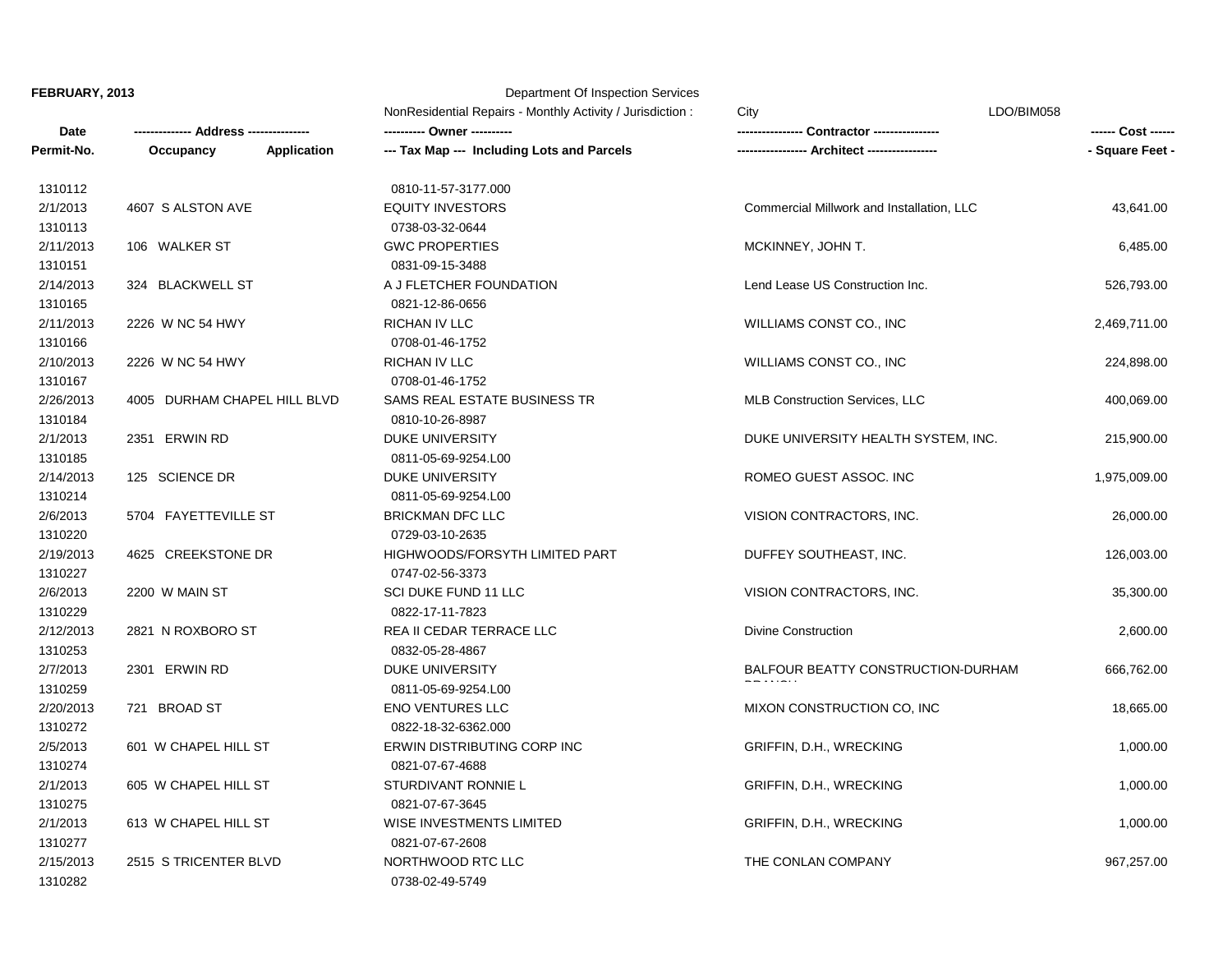**FEBRUARY, 2013**

Department Of Inspection Services

NonResidential Repairs - Monthly Activity / Jurisdiction : City

LDO/BIM058

| Date / Permit-No. | Address / Occupancy / Application | Owner / Tax Map --- Including Lots and Parcels | Contractor / Architect | Cost / Square Feet |
|---|---|---|---|---|
| 1310112 | | 0810-11-57-3177.000 | | |
| 2/1/2013 | 4607 S ALSTON AVE | EQUITY INVESTORS | Commercial Millwork and Installation, LLC | 43,641.00 |
| 1310113 | | 0738-03-32-0644 | | |
| 2/11/2013 | 106 WALKER ST | GWC PROPERTIES | MCKINNEY, JOHN T. | 6,485.00 |
| 1310151 | | 0831-09-15-3488 | | |
| 2/14/2013 | 324 BLACKWELL ST | A J FLETCHER FOUNDATION | Lend Lease US Construction Inc. | 526,793.00 |
| 1310165 | | 0821-12-86-0656 | | |
| 2/11/2013 | 2226 W NC 54 HWY | RICHAN IV LLC | WILLIAMS CONST CO., INC | 2,469,711.00 |
| 1310166 | | 0708-01-46-1752 | | |
| 2/10/2013 | 2226 W NC 54 HWY | RICHAN IV LLC | WILLIAMS CONST CO., INC | 224,898.00 |
| 1310167 | | 0708-01-46-1752 | | |
| 2/26/2013 | 4005 DURHAM CHAPEL HILL BLVD | SAMS REAL ESTATE BUSINESS TR | MLB Construction Services, LLC | 400,069.00 |
| 1310184 | | 0810-10-26-8987 | | |
| 2/1/2013 | 2351 ERWIN RD | DUKE UNIVERSITY | DUKE UNIVERSITY HEALTH SYSTEM, INC. | 215,900.00 |
| 1310185 | | 0811-05-69-9254.L00 | | |
| 2/14/2013 | 125 SCIENCE DR | DUKE UNIVERSITY | ROMEO GUEST ASSOC. INC | 1,975,009.00 |
| 1310214 | | 0811-05-69-9254.L00 | | |
| 2/6/2013 | 5704 FAYETTEVILLE ST | BRICKMAN DFC LLC | VISION CONTRACTORS, INC. | 26,000.00 |
| 1310220 | | 0729-03-10-2635 | | |
| 2/19/2013 | 4625 CREEKSTONE DR | HIGHWOODS/FORSYTH LIMITED PART | DUFFEY SOUTHEAST, INC. | 126,003.00 |
| 1310227 | | 0747-02-56-3373 | | |
| 2/6/2013 | 2200 W MAIN ST | SCI DUKE FUND 11 LLC | VISION CONTRACTORS, INC. | 35,300.00 |
| 1310229 | | 0822-17-11-7823 | | |
| 2/12/2013 | 2821 N ROXBORO ST | REA II CEDAR TERRACE LLC | Divine Construction | 2,600.00 |
| 1310253 | | 0832-05-28-4867 | | |
| 2/7/2013 | 2301 ERWIN RD | DUKE UNIVERSITY | BALFOUR BEATTY CONSTRUCTION-DURHAM BRANCH | 666,762.00 |
| 1310259 | | 0811-05-69-9254.L00 | | |
| 2/20/2013 | 721 BROAD ST | ENO VENTURES LLC | MIXON CONSTRUCTION CO, INC | 18,665.00 |
| 1310272 | | 0822-18-32-6362.000 | | |
| 2/5/2013 | 601 W CHAPEL HILL ST | ERWIN DISTRIBUTING CORP INC | GRIFFIN, D.H., WRECKING | 1,000.00 |
| 1310274 | | 0821-07-67-4688 | | |
| 2/1/2013 | 605 W CHAPEL HILL ST | STURDIVANT RONNIE L | GRIFFIN, D.H., WRECKING | 1,000.00 |
| 1310275 | | 0821-07-67-3645 | | |
| 2/1/2013 | 613 W CHAPEL HILL ST | WISE INVESTMENTS LIMITED | GRIFFIN, D.H., WRECKING | 1,000.00 |
| 1310277 | | 0821-07-67-2608 | | |
| 2/15/2013 | 2515 S TRICENTER BLVD | NORTHWOOD RTC LLC | THE CONLAN COMPANY | 967,257.00 |
| 1310282 | | 0738-02-49-5749 | | |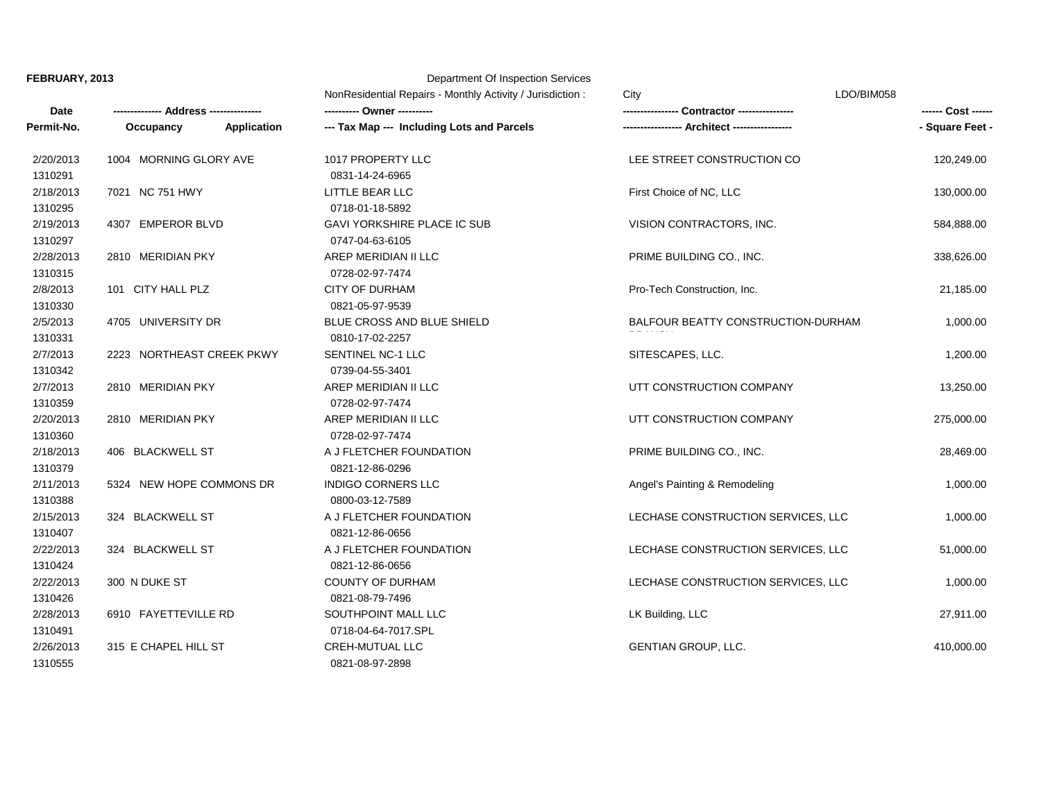**FEBRUARY, 2013**

Department Of Inspection Services

NonResidential Repairs - Monthly Activity / Jurisdiction : City LDO/BIM058

| Date / Permit-No. | Address / Occupancy Application | Owner / Tax Map --- Including Lots and Parcels | Contractor / Architect | Cost / Square Feet |
|---|---|---|---|---|
| 2/20/2013<br>1310291 | 1004 MORNING GLORY AVE | 1017 PROPERTY LLC<br>0831-14-24-6965 | LEE STREET CONSTRUCTION CO | 120,249.00 |
| 2/18/2013<br>1310295 | 7021 NC 751 HWY | LITTLE BEAR LLC<br>0718-01-18-5892 | First Choice of NC, LLC | 130,000.00 |
| 2/19/2013<br>1310297 | 4307 EMPEROR BLVD | GAVI YORKSHIRE PLACE IC SUB<br>0747-04-63-6105 | VISION CONTRACTORS, INC. | 584,888.00 |
| 2/28/2013<br>1310315 | 2810 MERIDIAN PKY | AREP MERIDIAN II LLC<br>0728-02-97-7474 | PRIME BUILDING CO., INC. | 338,626.00 |
| 2/8/2013<br>1310330 | 101 CITY HALL PLZ | CITY OF DURHAM<br>0821-05-97-9539 | Pro-Tech Construction, Inc. | 21,185.00 |
| 2/5/2013<br>1310331 | 4705 UNIVERSITY DR | BLUE CROSS AND BLUE SHIELD<br>0810-17-02-2257 | BALFOUR BEATTY CONSTRUCTION-DURHAM BRANCH | 1,000.00 |
| 2/7/2013<br>1310342 | 2223 NORTHEAST CREEK PKWY | SENTINEL NC-1 LLC<br>0739-04-55-3401 | SITESCAPES, LLC. | 1,200.00 |
| 2/7/2013<br>1310359 | 2810 MERIDIAN PKY | AREP MERIDIAN II LLC<br>0728-02-97-7474 | UTT CONSTRUCTION COMPANY | 13,250.00 |
| 2/20/2013<br>1310360 | 2810 MERIDIAN PKY | AREP MERIDIAN II LLC<br>0728-02-97-7474 | UTT CONSTRUCTION COMPANY | 275,000.00 |
| 2/18/2013<br>1310379 | 406 BLACKWELL ST | A J FLETCHER FOUNDATION<br>0821-12-86-0296 | PRIME BUILDING CO., INC. | 28,469.00 |
| 2/11/2013<br>1310388 | 5324 NEW HOPE COMMONS DR | INDIGO CORNERS LLC<br>0800-03-12-7589 | Angel's Painting & Remodeling | 1,000.00 |
| 2/15/2013<br>1310407 | 324 BLACKWELL ST | A J FLETCHER FOUNDATION<br>0821-12-86-0656 | LECHASE CONSTRUCTION SERVICES, LLC | 1,000.00 |
| 2/22/2013<br>1310424 | 324 BLACKWELL ST | A J FLETCHER FOUNDATION<br>0821-12-86-0656 | LECHASE CONSTRUCTION SERVICES, LLC | 51,000.00 |
| 2/22/2013<br>1310426 | 300 N DUKE ST | COUNTY OF DURHAM<br>0821-08-79-7496 | LECHASE CONSTRUCTION SERVICES, LLC | 1,000.00 |
| 2/28/2013<br>1310491 | 6910 FAYETTEVILLE RD | SOUTHPOINT MALL LLC<br>0718-04-64-7017.SPL | LK Building, LLC | 27,911.00 |
| 2/26/2013<br>1310555 | 315 E CHAPEL HILL ST | CREH-MUTUAL LLC<br>0821-08-97-2898 | GENTIAN GROUP, LLC. | 410,000.00 |